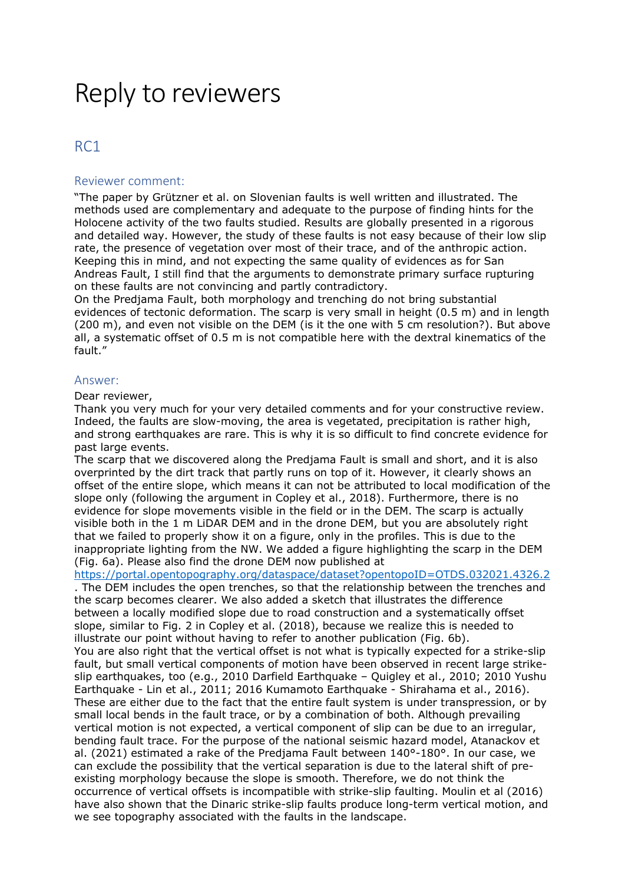# Reply to reviewers

## RC1

### Reviewer comment:

"The paper by Grützner et al. on Slovenian faults is well written and illustrated. The methods used are complementary and adequate to the purpose of finding hints for the Holocene activity of the two faults studied. Results are globally presented in a rigorous and detailed way. However, the study of these faults is not easy because of their low slip rate, the presence of vegetation over most of their trace, and of the anthropic action. Keeping this in mind, and not expecting the same quality of evidences as for San Andreas Fault, I still find that the arguments to demonstrate primary surface rupturing on these faults are not convincing and partly contradictory.
On the Predjama Fault, both morphology and trenching do not bring substantial evidences of tectonic deformation. The scarp is very small in height (0.5 m) and in length (200 m), and even not visible on the DEM (is it the one with 5 cm resolution?). But above all, a systematic offset of 0.5 m is not compatible here with the dextral kinematics of the fault."

### Answer:

Dear reviewer,
Thank you very much for your very detailed comments and for your constructive review. Indeed, the faults are slow-moving, the area is vegetated, precipitation is rather high, and strong earthquakes are rare. This is why it is so difficult to find concrete evidence for past large events.
The scarp that we discovered along the Predjama Fault is small and short, and it is also overprinted by the dirt track that partly runs on top of it. However, it clearly shows an offset of the entire slope, which means it can not be attributed to local modification of the slope only (following the argument in Copley et al., 2018). Furthermore, there is no evidence for slope movements visible in the field or in the DEM. The scarp is actually visible both in the 1 m LiDAR DEM and in the drone DEM, but you are absolutely right that we failed to properly show it on a figure, only in the profiles. This is due to the inappropriate lighting from the NW. We added a figure highlighting the scarp in the DEM (Fig. 6a). Please also find the drone DEM now published at https://portal.opentopography.org/dataspace/dataset?opentopoID=OTDS.032021.4326.2 . The DEM includes the open trenches, so that the relationship between the trenches and the scarp becomes clearer. We also added a sketch that illustrates the difference between a locally modified slope due to road construction and a systematically offset slope, similar to Fig. 2 in Copley et al. (2018), because we realize this is needed to illustrate our point without having to refer to another publication (Fig. 6b).
You are also right that the vertical offset is not what is typically expected for a strike-slip fault, but small vertical components of motion have been observed in recent large strike-slip earthquakes, too (e.g., 2010 Darfield Earthquake – Quigley et al., 2010; 2010 Yushu Earthquake - Lin et al., 2011; 2016 Kumamoto Earthquake - Shirahama et al., 2016). These are either due to the fact that the entire fault system is under transpression, or by small local bends in the fault trace, or by a combination of both. Although prevailing vertical motion is not expected, a vertical component of slip can be due to an irregular, bending fault trace. For the purpose of the national seismic hazard model, Atanackov et al. (2021) estimated a rake of the Predjama Fault between 140°-180°. In our case, we can exclude the possibility that the vertical separation is due to the lateral shift of pre-existing morphology because the slope is smooth. Therefore, we do not think the occurrence of vertical offsets is incompatible with strike-slip faulting. Moulin et al (2016) have also shown that the Dinaric strike-slip faults produce long-term vertical motion, and we see topography associated with the faults in the landscape.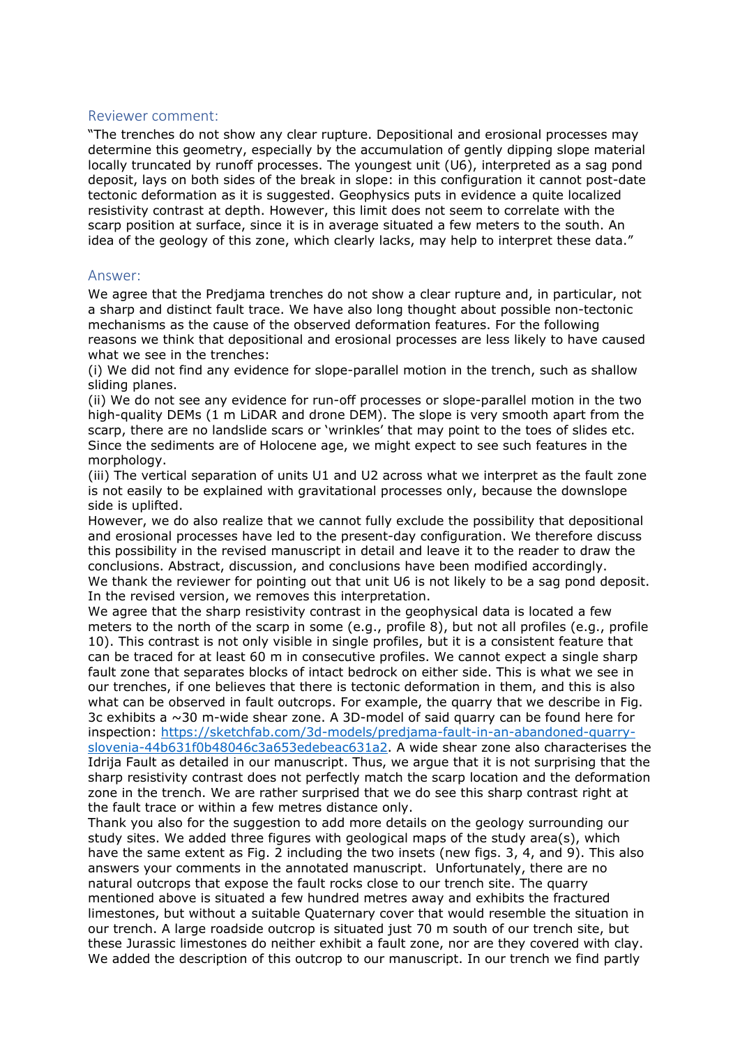## Reviewer comment:

"The trenches do not show any clear rupture. Depositional and erosional processes may determine this geometry, especially by the accumulation of gently dipping slope material locally truncated by runoff processes. The youngest unit (U6), interpreted as a sag pond deposit, lays on both sides of the break in slope: in this configuration it cannot post-date tectonic deformation as it is suggested. Geophysics puts in evidence a quite localized resistivity contrast at depth. However, this limit does not seem to correlate with the scarp position at surface, since it is in average situated a few meters to the south. An idea of the geology of this zone, which clearly lacks, may help to interpret these data."

## Answer:

We agree that the Predjama trenches do not show a clear rupture and, in particular, not a sharp and distinct fault trace. We have also long thought about possible non-tectonic mechanisms as the cause of the observed deformation features. For the following reasons we think that depositional and erosional processes are less likely to have caused what we see in the trenches:

(i) We did not find any evidence for slope-parallel motion in the trench, such as shallow sliding planes.

(ii) We do not see any evidence for run-off processes or slope-parallel motion in the two high-quality DEMs (1 m LiDAR and drone DEM). The slope is very smooth apart from the scarp, there are no landslide scars or 'wrinkles' that may point to the toes of slides etc. Since the sediments are of Holocene age, we might expect to see such features in the morphology.

(iii) The vertical separation of units U1 and U2 across what we interpret as the fault zone is not easily to be explained with gravitational processes only, because the downslope side is uplifted.

However, we do also realize that we cannot fully exclude the possibility that depositional and erosional processes have led to the present-day configuration. We therefore discuss this possibility in the revised manuscript in detail and leave it to the reader to draw the conclusions. Abstract, discussion, and conclusions have been modified accordingly.

We thank the reviewer for pointing out that unit U6 is not likely to be a sag pond deposit. In the revised version, we removes this interpretation.

We agree that the sharp resistivity contrast in the geophysical data is located a few meters to the north of the scarp in some (e.g., profile 8), but not all profiles (e.g., profile 10). This contrast is not only visible in single profiles, but it is a consistent feature that can be traced for at least 60 m in consecutive profiles. We cannot expect a single sharp fault zone that separates blocks of intact bedrock on either side. This is what we see in our trenches, if one believes that there is tectonic deformation in them, and this is also what can be observed in fault outcrops. For example, the quarry that we describe in Fig. 3c exhibits a ~30 m-wide shear zone. A 3D-model of said quarry can be found here for inspection: https://sketchfab.com/3d-models/predjama-fault-in-an-abandoned-quarry-slovenia-44b631f0b48046c3a653edebeac631a2. A wide shear zone also characterises the Idrija Fault as detailed in our manuscript. Thus, we argue that it is not surprising that the sharp resistivity contrast does not perfectly match the scarp location and the deformation zone in the trench. We are rather surprised that we do see this sharp contrast right at the fault trace or within a few metres distance only.

Thank you also for the suggestion to add more details on the geology surrounding our study sites. We added three figures with geological maps of the study area(s), which have the same extent as Fig. 2 including the two insets (new figs. 3, 4, and 9). This also answers your comments in the annotated manuscript. Unfortunately, there are no natural outcrops that expose the fault rocks close to our trench site. The quarry mentioned above is situated a few hundred metres away and exhibits the fractured limestones, but without a suitable Quaternary cover that would resemble the situation in our trench. A large roadside outcrop is situated just 70 m south of our trench site, but these Jurassic limestones do neither exhibit a fault zone, nor are they covered with clay. We added the description of this outcrop to our manuscript. In our trench we find partly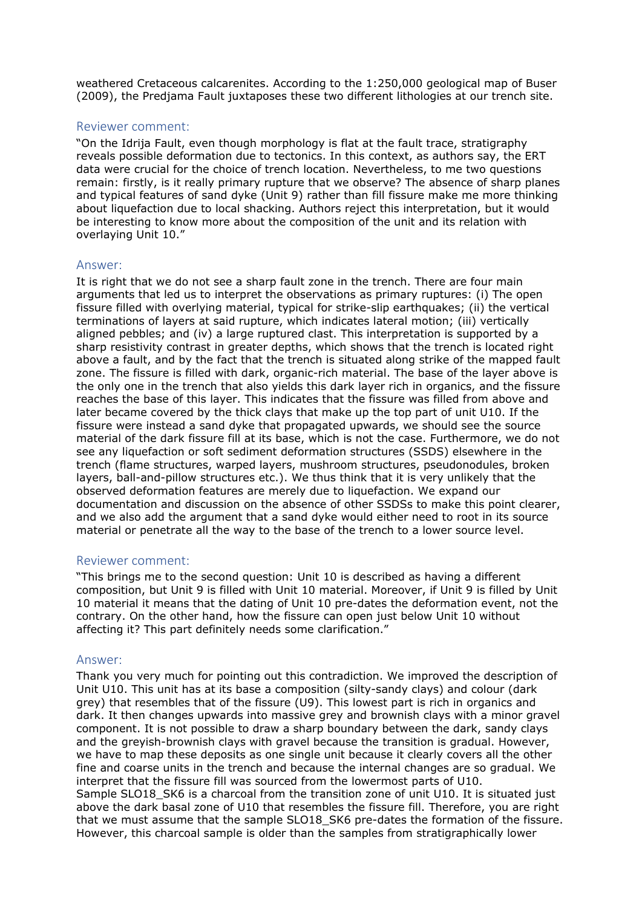weathered Cretaceous calcarenites. According to the 1:250,000 geological map of Buser (2009), the Predjama Fault juxtaposes these two different lithologies at our trench site.

### Reviewer comment:

"On the Idrija Fault, even though morphology is flat at the fault trace, stratigraphy reveals possible deformation due to tectonics. In this context, as authors say, the ERT data were crucial for the choice of trench location. Nevertheless, to me two questions remain: firstly, is it really primary rupture that we observe? The absence of sharp planes and typical features of sand dyke (Unit 9) rather than fill fissure make me more thinking about liquefaction due to local shacking. Authors reject this interpretation, but it would be interesting to know more about the composition of the unit and its relation with overlaying Unit 10."

### Answer:

It is right that we do not see a sharp fault zone in the trench. There are four main arguments that led us to interpret the observations as primary ruptures: (i) The open fissure filled with overlying material, typical for strike-slip earthquakes; (ii) the vertical terminations of layers at said rupture, which indicates lateral motion; (iii) vertically aligned pebbles; and (iv) a large ruptured clast. This interpretation is supported by a sharp resistivity contrast in greater depths, which shows that the trench is located right above a fault, and by the fact that the trench is situated along strike of the mapped fault zone. The fissure is filled with dark, organic-rich material. The base of the layer above is the only one in the trench that also yields this dark layer rich in organics, and the fissure reaches the base of this layer. This indicates that the fissure was filled from above and later became covered by the thick clays that make up the top part of unit U10. If the fissure were instead a sand dyke that propagated upwards, we should see the source material of the dark fissure fill at its base, which is not the case. Furthermore, we do not see any liquefaction or soft sediment deformation structures (SSDS) elsewhere in the trench (flame structures, warped layers, mushroom structures, pseudonodules, broken layers, ball-and-pillow structures etc.). We thus think that it is very unlikely that the observed deformation features are merely due to liquefaction. We expand our documentation and discussion on the absence of other SSDSs to make this point clearer, and we also add the argument that a sand dyke would either need to root in its source material or penetrate all the way to the base of the trench to a lower source level.

### Reviewer comment:

"This brings me to the second question: Unit 10 is described as having a different composition, but Unit 9 is filled with Unit 10 material. Moreover, if Unit 9 is filled by Unit 10 material it means that the dating of Unit 10 pre-dates the deformation event, not the contrary. On the other hand, how the fissure can open just below Unit 10 without affecting it? This part definitely needs some clarification."

### Answer:

Thank you very much for pointing out this contradiction. We improved the description of Unit U10. This unit has at its base a composition (silty-sandy clays) and colour (dark grey) that resembles that of the fissure (U9). This lowest part is rich in organics and dark. It then changes upwards into massive grey and brownish clays with a minor gravel component. It is not possible to draw a sharp boundary between the dark, sandy clays and the greyish-brownish clays with gravel because the transition is gradual. However, we have to map these deposits as one single unit because it clearly covers all the other fine and coarse units in the trench and because the internal changes are so gradual. We interpret that the fissure fill was sourced from the lowermost parts of U10.
Sample SLO18_SK6 is a charcoal from the transition zone of unit U10. It is situated just above the dark basal zone of U10 that resembles the fissure fill. Therefore, you are right that we must assume that the sample SLO18_SK6 pre-dates the formation of the fissure. However, this charcoal sample is older than the samples from stratigraphically lower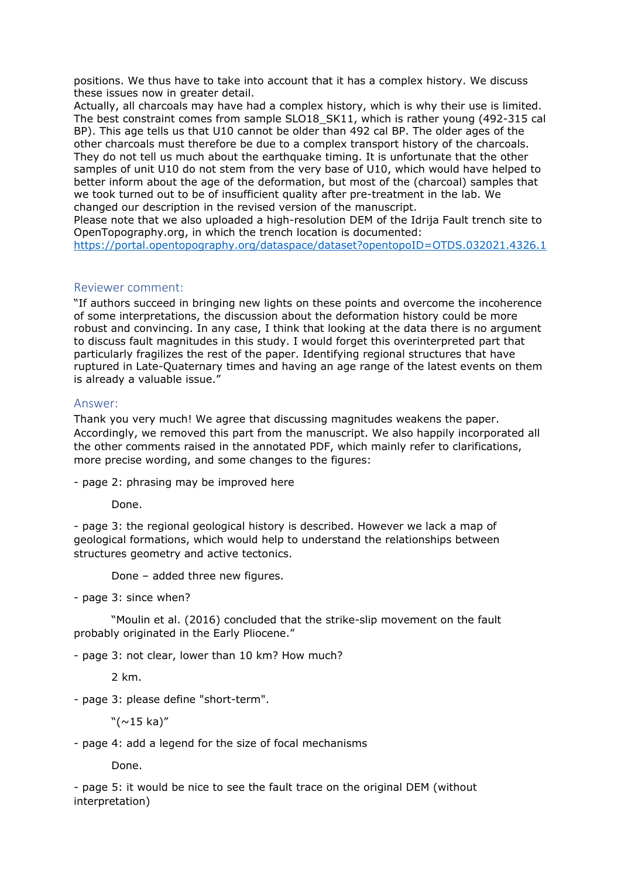positions. We thus have to take into account that it has a complex history. We discuss these issues now in greater detail.
Actually, all charcoals may have had a complex history, which is why their use is limited. The best constraint comes from sample SLO18_SK11, which is rather young (492-315 cal BP). This age tells us that U10 cannot be older than 492 cal BP. The older ages of the other charcoals must therefore be due to a complex transport history of the charcoals. They do not tell us much about the earthquake timing. It is unfortunate that the other samples of unit U10 do not stem from the very base of U10, which would have helped to better inform about the age of the deformation, but most of the (charcoal) samples that we took turned out to be of insufficient quality after pre-treatment in the lab. We changed our description in the revised version of the manuscript.
Please note that we also uploaded a high-resolution DEM of the Idrija Fault trench site to OpenTopography.org, in which the trench location is documented:
https://portal.opentopography.org/dataspace/dataset?opentopoID=OTDS.032021.4326.1

## Reviewer comment:

"If authors succeed in bringing new lights on these points and overcome the incoherence of some interpretations, the discussion about the deformation history could be more robust and convincing. In any case, I think that looking at the data there is no argument to discuss fault magnitudes in this study. I would forget this overinterpreted part that particularly fragilizes the rest of the paper. Identifying regional structures that have ruptured in Late-Quaternary times and having an age range of the latest events on them is already a valuable issue."

## Answer:

Thank you very much! We agree that discussing magnitudes weakens the paper. Accordingly, we removed this part from the manuscript. We also happily incorporated all the other comments raised in the annotated PDF, which mainly refer to clarifications, more precise wording, and some changes to the figures:

- page 2: phrasing may be improved here

  Done.

- page 3: the regional geological history is described. However we lack a map of geological formations, which would help to understand the relationships between structures geometry and active tectonics.

  Done – added three new figures.

- page 3: since when?

  "Moulin et al. (2016) concluded that the strike-slip movement on the fault probably originated in the Early Pliocene."

- page 3: not clear, lower than 10 km? How much?

  2 km.

- page 3: please define "short-term".

  "(~15 ka)"

- page 4: add a legend for the size of focal mechanisms

  Done.

- page 5: it would be nice to see the fault trace on the original DEM (without interpretation)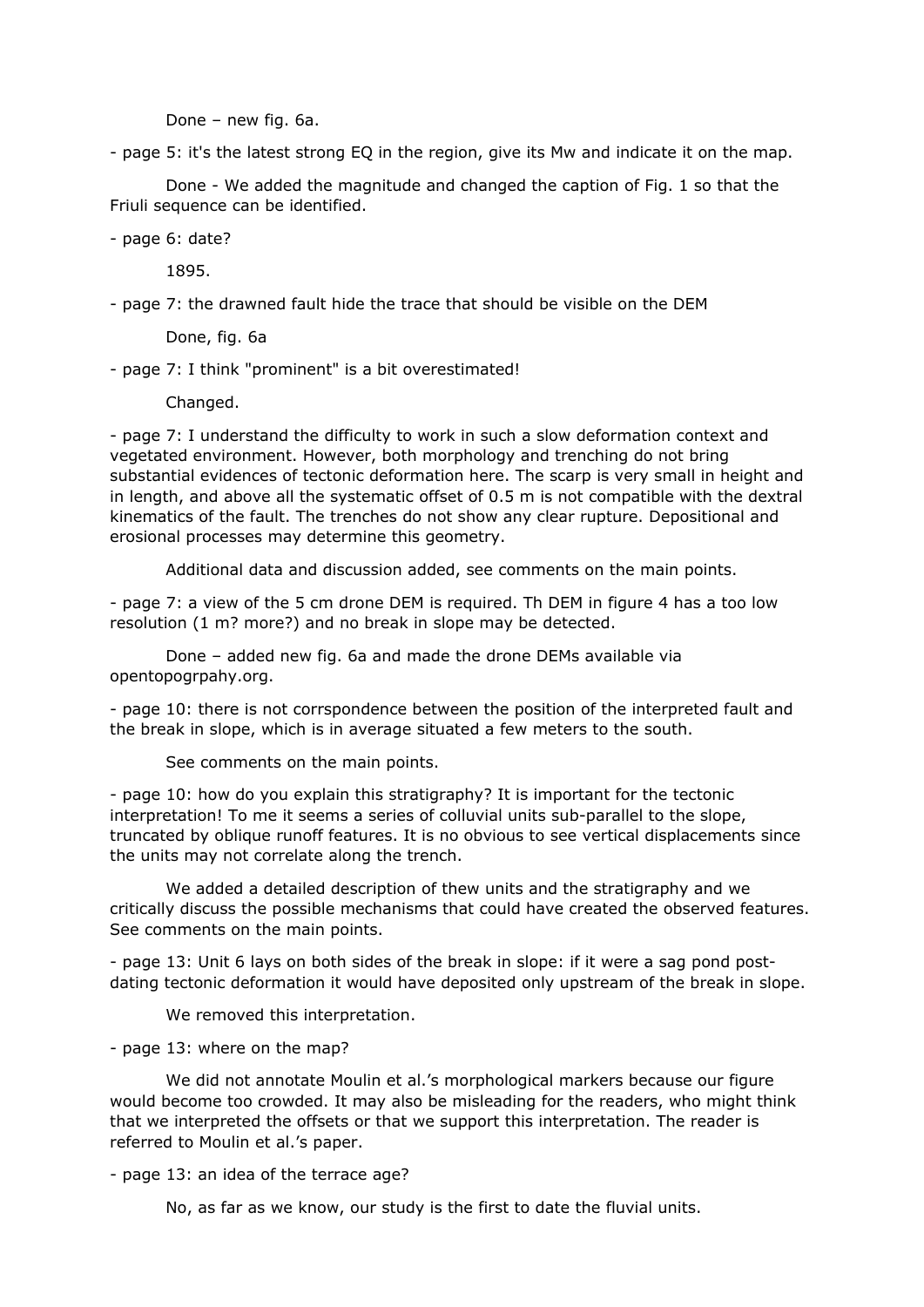Done – new fig. 6a.

- page 5: it's the latest strong EQ in the region, give its Mw and indicate it on the map.

    Done - We added the magnitude and changed the caption of Fig. 1 so that the Friuli sequence can be identified.

- page 6: date?

    1895.

- page 7: the drawned fault hide the trace that should be visible on the DEM

    Done, fig. 6a

- page 7: I think "prominent" is a bit overestimated!

    Changed.

- page 7: I understand the difficulty to work in such a slow deformation context and vegetated environment. However, both morphology and trenching do not bring substantial evidences of tectonic deformation here. The scarp is very small in height and in length, and above all the systematic offset of 0.5 m is not compatible with the dextral kinematics of the fault. The trenches do not show any clear rupture. Depositional and erosional processes may determine this geometry.

    Additional data and discussion added, see comments on the main points.

- page 7: a view of the 5 cm drone DEM is required. Th DEM in figure 4 has a too low resolution (1 m? more?) and no break in slope may be detected.

    Done – added new fig. 6a and made the drone DEMs available via opentopogrpahy.org.

- page 10: there is not corrspondence between the position of the interpreted fault and the break in slope, which is in average situated a few meters to the south.

    See comments on the main points.

- page 10: how do you explain this stratigraphy? It is important for the tectonic interpretation! To me it seems a series of colluvial units sub-parallel to the slope, truncated by oblique runoff features. It is no obvious to see vertical displacements since the units may not correlate along the trench.

    We added a detailed description of thew units and the stratigraphy and we critically discuss the possible mechanisms that could have created the observed features. See comments on the main points.

- page 13: Unit 6 lays on both sides of the break in slope: if it were a sag pond post-dating tectonic deformation it would have deposited only upstream of the break in slope.

    We removed this interpretation.

- page 13: where on the map?

    We did not annotate Moulin et al.'s morphological markers because our figure would become too crowded. It may also be misleading for the readers, who might think that we interpreted the offsets or that we support this interpretation. The reader is referred to Moulin et al.'s paper.

- page 13: an idea of the terrace age?

    No, as far as we know, our study is the first to date the fluvial units.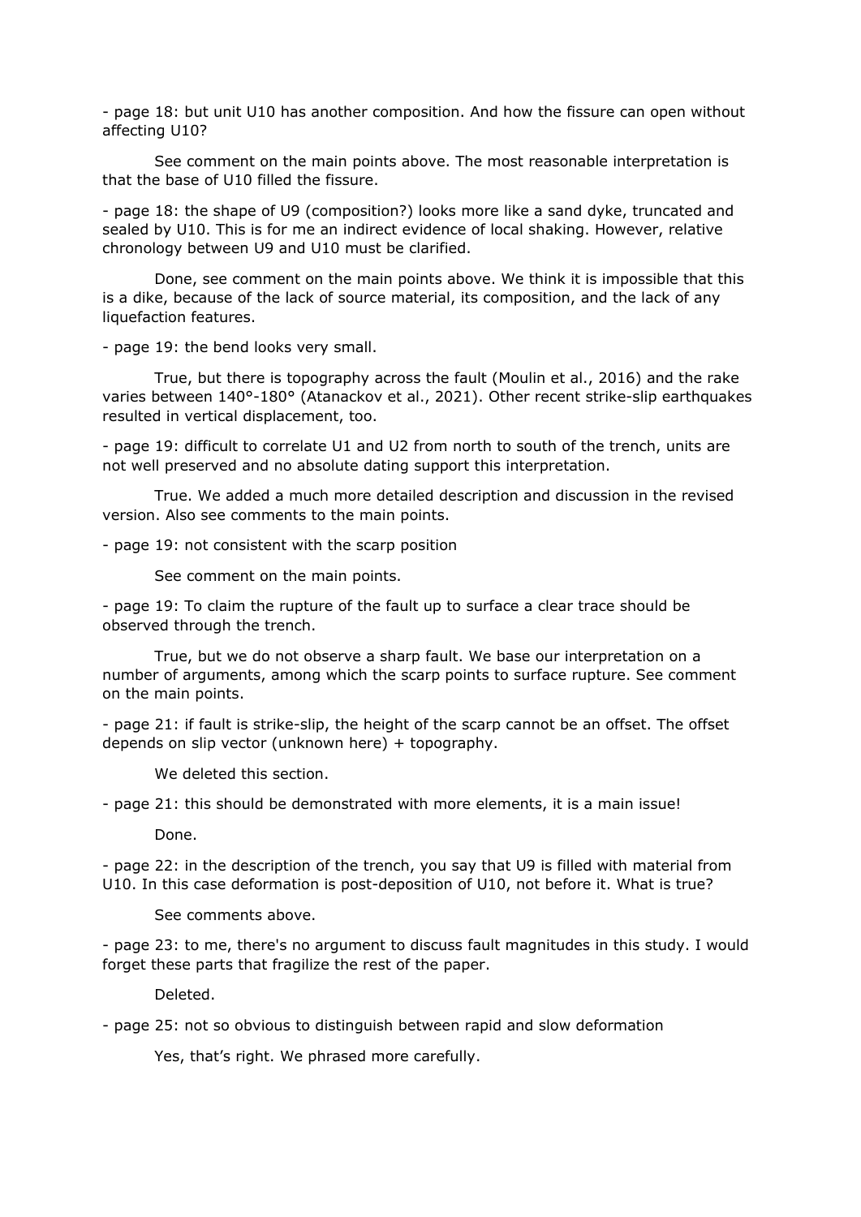- page 18: but unit U10 has another composition. And how the fissure can open without affecting U10?

    See comment on the main points above. The most reasonable interpretation is that the base of U10 filled the fissure.

- page 18: the shape of U9 (composition?) looks more like a sand dyke, truncated and sealed by U10. This is for me an indirect evidence of local shaking. However, relative chronology between U9 and U10 must be clarified.

    Done, see comment on the main points above. We think it is impossible that this is a dike, because of the lack of source material, its composition, and the lack of any liquefaction features.

- page 19: the bend looks very small.

    True, but there is topography across the fault (Moulin et al., 2016) and the rake varies between 140°-180° (Atanackov et al., 2021). Other recent strike-slip earthquakes resulted in vertical displacement, too.

- page 19: difficult to correlate U1 and U2 from north to south of the trench, units are not well preserved and no absolute dating support this interpretation.

    True. We added a much more detailed description and discussion in the revised version. Also see comments to the main points.

- page 19: not consistent with the scarp position

    See comment on the main points.

- page 19: To claim the rupture of the fault up to surface a clear trace should be observed through the trench.

    True, but we do not observe a sharp fault. We base our interpretation on a number of arguments, among which the scarp points to surface rupture. See comment on the main points.

- page 21: if fault is strike-slip, the height of the scarp cannot be an offset. The offset depends on slip vector (unknown here) + topography.

    We deleted this section.

- page 21: this should be demonstrated with more elements, it is a main issue!

    Done.

- page 22: in the description of the trench, you say that U9 is filled with material from U10. In this case deformation is post-deposition of U10, not before it. What is true?

    See comments above.

- page 23: to me, there's no argument to discuss fault magnitudes in this study. I would forget these parts that fragilize the rest of the paper.

    Deleted.

- page 25: not so obvious to distinguish between rapid and slow deformation

    Yes, that's right. We phrased more carefully.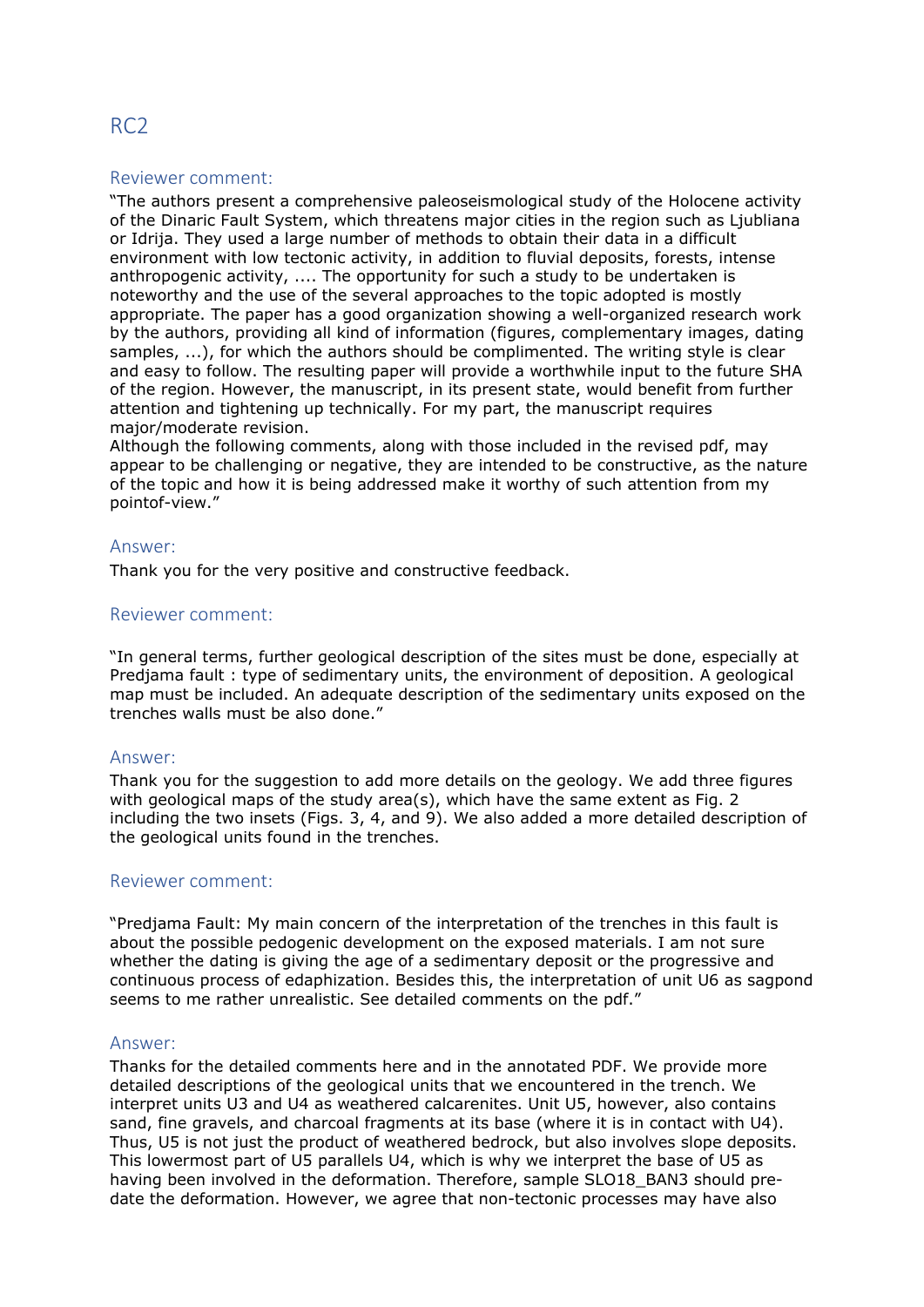## RC2

### Reviewer comment:

"The authors present a comprehensive paleoseismological study of the Holocene activity of the Dinaric Fault System, which threatens major cities in the region such as Ljubliana or Idrija. They used a large number of methods to obtain their data in a difficult environment with low tectonic activity, in addition to fluvial deposits, forests, intense anthropogenic activity, .... The opportunity for such a study to be undertaken is noteworthy and the use of the several approaches to the topic adopted is mostly appropriate. The paper has a good organization showing a well-organized research work by the authors, providing all kind of information (figures, complementary images, dating samples, ...), for which the authors should be complimented. The writing style is clear and easy to follow. The resulting paper will provide a worthwhile input to the future SHA of the region. However, the manuscript, in its present state, would benefit from further attention and tightening up technically. For my part, the manuscript requires major/moderate revision.
Although the following comments, along with those included in the revised pdf, may appear to be challenging or negative, they are intended to be constructive, as the nature of the topic and how it is being addressed make it worthy of such attention from my pointof-view."

### Answer:

Thank you for the very positive and constructive feedback.

### Reviewer comment:

"In general terms, further geological description of the sites must be done, especially at Predjama fault : type of sedimentary units, the environment of deposition. A geological map must be included. An adequate description of the sedimentary units exposed on the trenches walls must be also done."

### Answer:

Thank you for the suggestion to add more details on the geology. We add three figures with geological maps of the study area(s), which have the same extent as Fig. 2 including the two insets (Figs. 3, 4, and 9). We also added a more detailed description of the geological units found in the trenches.

### Reviewer comment:

"Predjama Fault: My main concern of the interpretation of the trenches in this fault is about the possible pedogenic development on the exposed materials. I am not sure whether the dating is giving the age of a sedimentary deposit or the progressive and continuous process of edaphization. Besides this, the interpretation of unit U6 as sagpond seems to me rather unrealistic. See detailed comments on the pdf."

### Answer:

Thanks for the detailed comments here and in the annotated PDF. We provide more detailed descriptions of the geological units that we encountered in the trench. We interpret units U3 and U4 as weathered calcarenites. Unit U5, however, also contains sand, fine gravels, and charcoal fragments at its base (where it is in contact with U4). Thus, U5 is not just the product of weathered bedrock, but also involves slope deposits. This lowermost part of U5 parallels U4, which is why we interpret the base of U5 as having been involved in the deformation. Therefore, sample SLO18_BAN3 should pre-date the deformation. However, we agree that non-tectonic processes may have also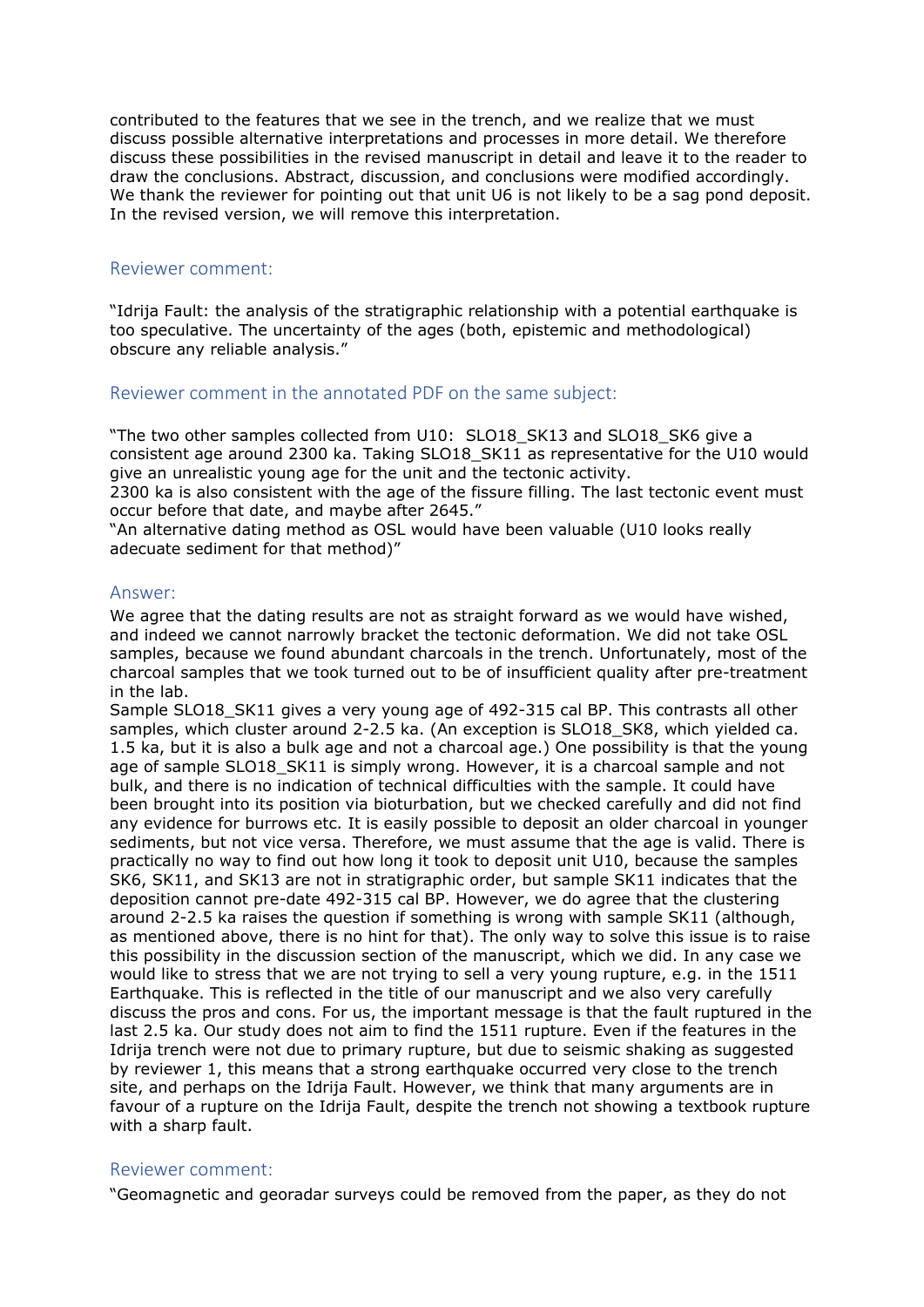contributed to the features that we see in the trench, and we realize that we must discuss possible alternative interpretations and processes in more detail. We therefore discuss these possibilities in the revised manuscript in detail and leave it to the reader to draw the conclusions. Abstract, discussion, and conclusions were modified accordingly. We thank the reviewer for pointing out that unit U6 is not likely to be a sag pond deposit. In the revised version, we will remove this interpretation.

## Reviewer comment:

"Idrija Fault: the analysis of the stratigraphic relationship with a potential earthquake is too speculative. The uncertainty of the ages (both, epistemic and methodological) obscure any reliable analysis."

## Reviewer comment in the annotated PDF on the same subject:

"The two other samples collected from U10: SLO18_SK13 and SLO18_SK6 give a consistent age around 2300 ka. Taking SLO18_SK11 as representative for the U10 would give an unrealistic young age for the unit and the tectonic activity.
2300 ka is also consistent with the age of the fissure filling. The last tectonic event must occur before that date, and maybe after 2645."
"An alternative dating method as OSL would have been valuable (U10 looks really adecuate sediment for that method)"

## Answer:

We agree that the dating results are not as straight forward as we would have wished, and indeed we cannot narrowly bracket the tectonic deformation. We did not take OSL samples, because we found abundant charcoals in the trench. Unfortunately, most of the charcoal samples that we took turned out to be of insufficient quality after pre-treatment in the lab.
Sample SLO18_SK11 gives a very young age of 492-315 cal BP. This contrasts all other samples, which cluster around 2-2.5 ka. (An exception is SLO18_SK8, which yielded ca. 1.5 ka, but it is also a bulk age and not a charcoal age.) One possibility is that the young age of sample SLO18_SK11 is simply wrong. However, it is a charcoal sample and not bulk, and there is no indication of technical difficulties with the sample. It could have been brought into its position via bioturbation, but we checked carefully and did not find any evidence for burrows etc. It is easily possible to deposit an older charcoal in younger sediments, but not vice versa. Therefore, we must assume that the age is valid. There is practically no way to find out how long it took to deposit unit U10, because the samples SK6, SK11, and SK13 are not in stratigraphic order, but sample SK11 indicates that the deposition cannot pre-date 492-315 cal BP. However, we do agree that the clustering around 2-2.5 ka raises the question if something is wrong with sample SK11 (although, as mentioned above, there is no hint for that). The only way to solve this issue is to raise this possibility in the discussion section of the manuscript, which we did. In any case we would like to stress that we are not trying to sell a very young rupture, e.g. in the 1511 Earthquake. This is reflected in the title of our manuscript and we also very carefully discuss the pros and cons. For us, the important message is that the fault ruptured in the last 2.5 ka. Our study does not aim to find the 1511 rupture. Even if the features in the Idrija trench were not due to primary rupture, but due to seismic shaking as suggested by reviewer 1, this means that a strong earthquake occurred very close to the trench site, and perhaps on the Idrija Fault. However, we think that many arguments are in favour of a rupture on the Idrija Fault, despite the trench not showing a textbook rupture with a sharp fault.

## Reviewer comment:

"Geomagnetic and georadar surveys could be removed from the paper, as they do not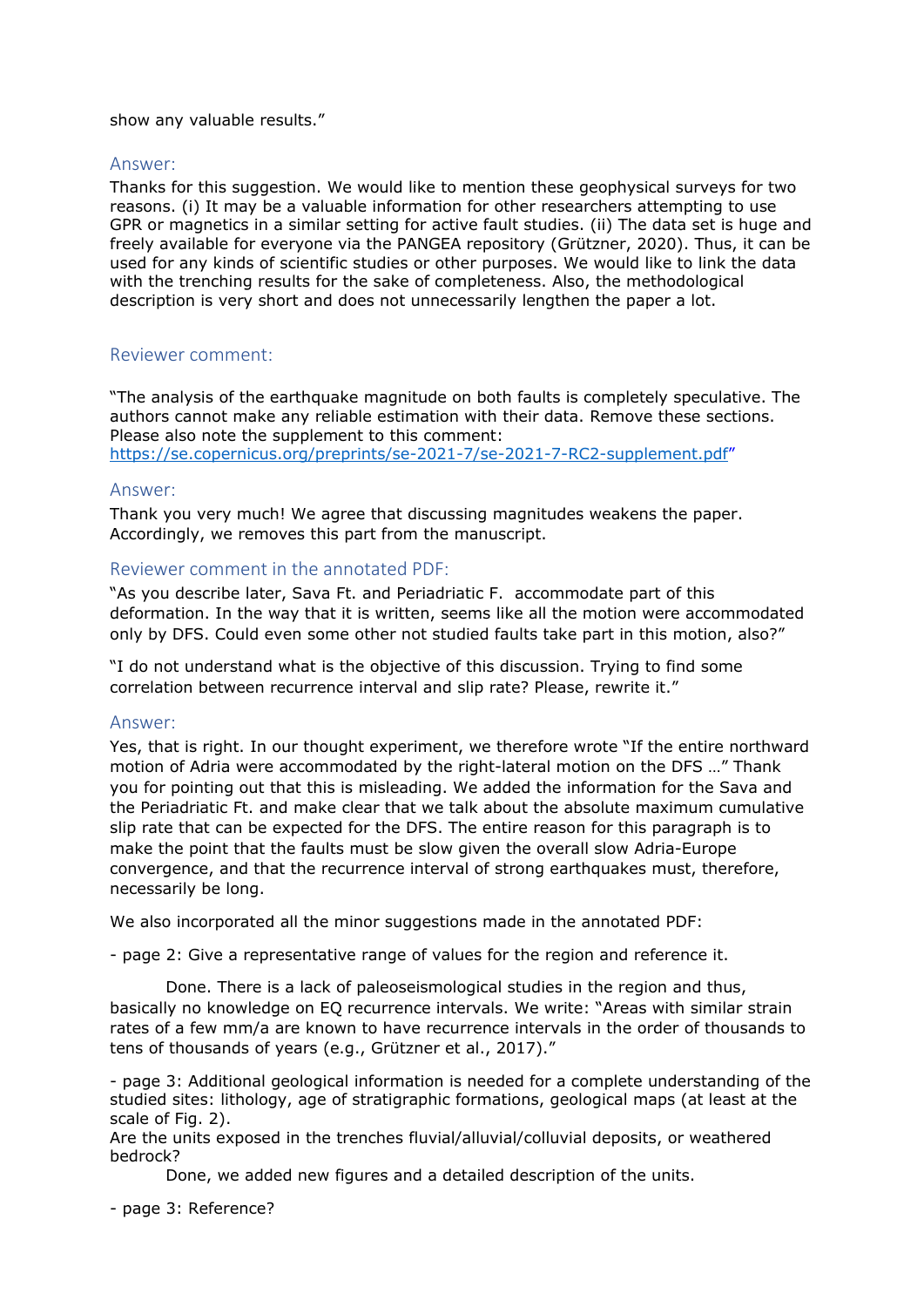show any valuable results."

### Answer:

Thanks for this suggestion. We would like to mention these geophysical surveys for two reasons. (i) It may be a valuable information for other researchers attempting to use GPR or magnetics in a similar setting for active fault studies. (ii) The data set is huge and freely available for everyone via the PANGEA repository (Grützner, 2020). Thus, it can be used for any kinds of scientific studies or other purposes. We would like to link the data with the trenching results for the sake of completeness. Also, the methodological description is very short and does not unnecessarily lengthen the paper a lot.

### Reviewer comment:

"The analysis of the earthquake magnitude on both faults is completely speculative. The authors cannot make any reliable estimation with their data. Remove these sections. Please also note the supplement to this comment: https://se.copernicus.org/preprints/se-2021-7/se-2021-7-RC2-supplement.pdf"

### Answer:

Thank you very much! We agree that discussing magnitudes weakens the paper. Accordingly, we removes this part from the manuscript.

### Reviewer comment in the annotated PDF:

"As you describe later, Sava Ft. and Periadriatic F. accommodate part of this deformation. In the way that it is written, seems like all the motion were accommodated only by DFS. Could even some other not studied faults take part in this motion, also?"

"I do not understand what is the objective of this discussion. Trying to find some correlation between recurrence interval and slip rate? Please, rewrite it."

### Answer:

Yes, that is right. In our thought experiment, we therefore wrote "If the entire northward motion of Adria were accommodated by the right-lateral motion on the DFS …" Thank you for pointing out that this is misleading. We added the information for the Sava and the Periadriatic Ft. and make clear that we talk about the absolute maximum cumulative slip rate that can be expected for the DFS. The entire reason for this paragraph is to make the point that the faults must be slow given the overall slow Adria-Europe convergence, and that the recurrence interval of strong earthquakes must, therefore, necessarily be long.

We also incorporated all the minor suggestions made in the annotated PDF:

- page 2: Give a representative range of values for the region and reference it.

  Done. There is a lack of paleoseismological studies in the region and thus, basically no knowledge on EQ recurrence intervals. We write: "Areas with similar strain rates of a few mm/a are known to have recurrence intervals in the order of thousands to tens of thousands of years (e.g., Grützner et al., 2017)."

- page 3: Additional geological information is needed for a complete understanding of the studied sites: lithology, age of stratigraphic formations, geological maps (at least at the scale of Fig. 2).
  Are the units exposed in the trenches fluvial/alluvial/colluvial deposits, or weathered bedrock?

  Done, we added new figures and a detailed description of the units.

- page 3: Reference?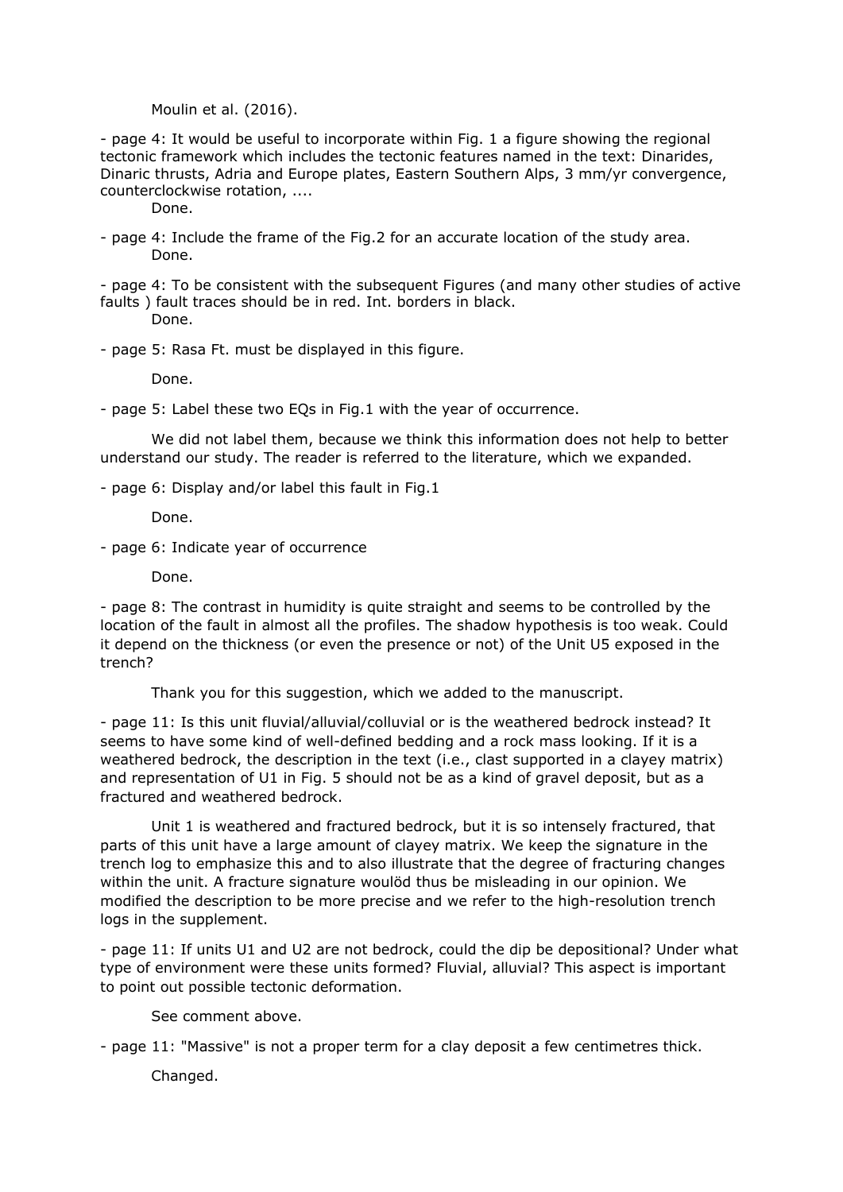Moulin et al. (2016).

- page 4: It would be useful to incorporate within Fig. 1 a figure showing the regional tectonic framework which includes the tectonic features named in the text: Dinarides, Dinaric thrusts, Adria and Europe plates, Eastern Southern Alps, 3 mm/yr convergence, counterclockwise rotation, ....

  Done.

- page 4: Include the frame of the Fig.2 for an accurate location of the study area.

  Done.

- page 4: To be consistent with the subsequent Figures (and many other studies of active faults ) fault traces should be in red. Int. borders in black.

  Done.

- page 5: Rasa Ft. must be displayed in this figure.

  Done.

- page 5: Label these two EQs in Fig.1 with the year of occurrence.

  We did not label them, because we think this information does not help to better understand our study. The reader is referred to the literature, which we expanded.

- page 6: Display and/or label this fault in Fig.1

  Done.

- page 6: Indicate year of occurrence

  Done.

- page 8: The contrast in humidity is quite straight and seems to be controlled by the location of the fault in almost all the profiles. The shadow hypothesis is too weak. Could it depend on the thickness (or even the presence or not) of the Unit U5 exposed in the trench?

  Thank you for this suggestion, which we added to the manuscript.

- page 11: Is this unit fluvial/alluvial/colluvial or is the weathered bedrock instead? It seems to have some kind of well-defined bedding and a rock mass looking. If it is a weathered bedrock, the description in the text (i.e., clast supported in a clayey matrix) and representation of U1 in Fig. 5 should not be as a kind of gravel deposit, but as a fractured and weathered bedrock.

  Unit 1 is weathered and fractured bedrock, but it is so intensely fractured, that parts of this unit have a large amount of clayey matrix. We keep the signature in the trench log to emphasize this and to also illustrate that the degree of fracturing changes within the unit. A fracture signature woulöd thus be misleading in our opinion. We modified the description to be more precise and we refer to the high-resolution trench logs in the supplement.

- page 11: If units U1 and U2 are not bedrock, could the dip be depositional? Under what type of environment were these units formed? Fluvial, alluvial? This aspect is important to point out possible tectonic deformation.

  See comment above.

- page 11: "Massive" is not a proper term for a clay deposit a few centimetres thick.

  Changed.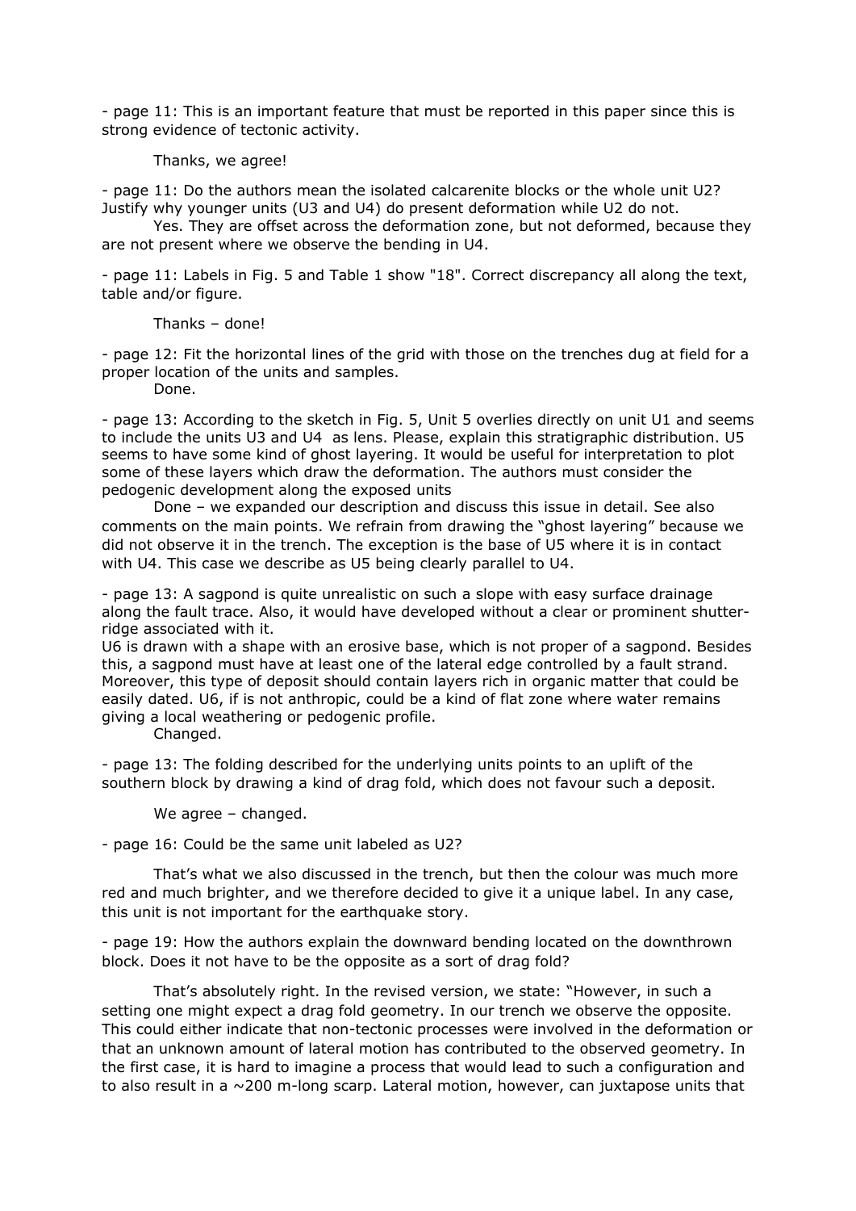- page 11: This is an important feature that must be reported in this paper since this is strong evidence of tectonic activity.

  Thanks, we agree!

- page 11: Do the authors mean the isolated calcarenite blocks or the whole unit U2? Justify why younger units (U3 and U4) do present deformation while U2 do not.

  Yes. They are offset across the deformation zone, but not deformed, because they are not present where we observe the bending in U4.

- page 11: Labels in Fig. 5 and Table 1 show "18". Correct discrepancy all along the text, table and/or figure.

  Thanks – done!

- page 12: Fit the horizontal lines of the grid with those on the trenches dug at field for a proper location of the units and samples.

  Done.

- page 13: According to the sketch in Fig. 5, Unit 5 overlies directly on unit U1 and seems to include the units U3 and U4 as lens. Please, explain this stratigraphic distribution. U5 seems to have some kind of ghost layering. It would be useful for interpretation to plot some of these layers which draw the deformation. The authors must consider the pedogenic development along the exposed units

  Done – we expanded our description and discuss this issue in detail. See also comments on the main points. We refrain from drawing the "ghost layering" because we did not observe it in the trench. The exception is the base of U5 where it is in contact with U4. This case we describe as U5 being clearly parallel to U4.

- page 13: A sagpond is quite unrealistic on such a slope with easy surface drainage along the fault trace. Also, it would have developed without a clear or prominent shutter-ridge associated with it.
  U6 is drawn with a shape with an erosive base, which is not proper of a sagpond. Besides this, a sagpond must have at least one of the lateral edge controlled by a fault strand. Moreover, this type of deposit should contain layers rich in organic matter that could be easily dated. U6, if is not anthropic, could be a kind of flat zone where water remains giving a local weathering or pedogenic profile.

  Changed.

- page 13: The folding described for the underlying units points to an uplift of the southern block by drawing a kind of drag fold, which does not favour such a deposit.

  We agree – changed.

- page 16: Could be the same unit labeled as U2?

  That's what we also discussed in the trench, but then the colour was much more red and much brighter, and we therefore decided to give it a unique label. In any case, this unit is not important for the earthquake story.

- page 19: How the authors explain the downward bending located on the downthrown block. Does it not have to be the opposite as a sort of drag fold?

  That's absolutely right. In the revised version, we state: "However, in such a setting one might expect a drag fold geometry. In our trench we observe the opposite. This could either indicate that non-tectonic processes were involved in the deformation or that an unknown amount of lateral motion has contributed to the observed geometry. In the first case, it is hard to imagine a process that would lead to such a configuration and to also result in a ~200 m-long scarp. Lateral motion, however, can juxtapose units that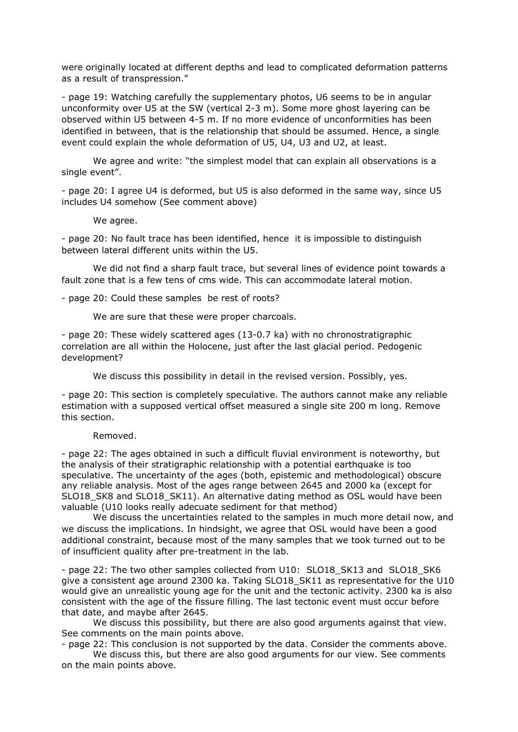were originally located at different depths and lead to complicated deformation patterns as a result of transpression."

- page 19: Watching carefully the supplementary photos, U6 seems to be in angular unconformity over U5 at the SW (vertical 2-3 m). Some more ghost layering can be observed within U5 between 4-5 m. If no more evidence of unconformities has been identified in between, that is the relationship that should be assumed. Hence, a single event could explain the whole deformation of U5, U4, U3 and U2, at least.

    We agree and write: "the simplest model that can explain all observations is a single event".

- page 20: I agree U4 is deformed, but U5 is also deformed in the same way, since U5 includes U4 somehow (See comment above)

    We agree.

- page 20: No fault trace has been identified, hence it is impossible to distinguish between lateral different units within the U5.

    We did not find a sharp fault trace, but several lines of evidence point towards a fault zone that is a few tens of cms wide. This can accommodate lateral motion.

- page 20: Could these samples be rest of roots?

    We are sure that these were proper charcoals.

- page 20: These widely scattered ages (13-0.7 ka) with no chronostratigraphic correlation are all within the Holocene, just after the last glacial period. Pedogenic development?

    We discuss this possibility in detail in the revised version. Possibly, yes.

- page 20: This section is completely speculative. The authors cannot make any reliable estimation with a supposed vertical offset measured a single site 200 m long. Remove this section.

    Removed.

- page 22: The ages obtained in such a difficult fluvial environment is noteworthy, but the analysis of their stratigraphic relationship with a potential earthquake is too speculative. The uncertainty of the ages (both, epistemic and methodological) obscure any reliable analysis. Most of the ages range between 2645 and 2000 ka (except for SLO18_SK8 and SLO18_SK11). An alternative dating method as OSL would have been valuable (U10 looks really adecuate sediment for that method)

    We discuss the uncertainties related to the samples in much more detail now, and we discuss the implications. In hindsight, we agree that OSL would have been a good additional constraint, because most of the many samples that we took turned out to be of insufficient quality after pre-treatment in the lab.

- page 22: The two other samples collected from U10: SLO18_SK13 and SLO18_SK6 give a consistent age around 2300 ka. Taking SLO18_SK11 as representative for the U10 would give an unrealistic young age for the unit and the tectonic activity. 2300 ka is also consistent with the age of the fissure filling. The last tectonic event must occur before that date, and maybe after 2645.

    We discuss this possibility, but there are also good arguments against that view. See comments on the main points above.

- page 22: This conclusion is not supported by the data. Consider the comments above.

    We discuss this, but there are also good arguments for our view. See comments on the main points above.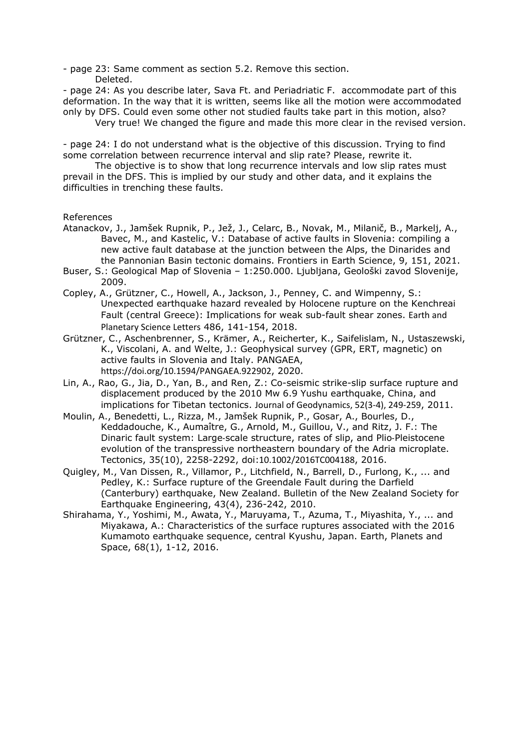- page 23: Same comment as section 5.2. Remove this section.

  Deleted.

- page 24: As you describe later, Sava Ft. and Periadriatic F. accommodate part of this deformation. In the way that it is written, seems like all the motion were accommodated only by DFS. Could even some other not studied faults take part in this motion, also?

  Very true! We changed the figure and made this more clear in the revised version.

- page 24: I do not understand what is the objective of this discussion. Trying to find some correlation between recurrence interval and slip rate? Please, rewrite it.

  The objective is to show that long recurrence intervals and low slip rates must prevail in the DFS. This is implied by our study and other data, and it explains the difficulties in trenching these faults.

References

Atanackov, J., Jamšek Rupnik, P., Jež, J., Celarc, B., Novak, M., Milanič, B., Markelj, A., Bavec, M., and Kastelic, V.: Database of active faults in Slovenia: compiling a new active fault database at the junction between the Alps, the Dinarides and the Pannonian Basin tectonic domains. Frontiers in Earth Science, 9, 151, 2021.

Buser, S.: Geological Map of Slovenia – 1:250.000. Ljubljana, Geološki zavod Slovenije, 2009.

Copley, A., Grützner, C., Howell, A., Jackson, J., Penney, C. and Wimpenny, S.: Unexpected earthquake hazard revealed by Holocene rupture on the Kenchreai Fault (central Greece): Implications for weak sub-fault shear zones. Earth and Planetary Science Letters 486, 141-154, 2018.

Grützner, C., Aschenbrenner, S., Krämer, A., Reicherter, K., Saifelislam, N., Ustaszewski, K., Viscolani, A. and Welte, J.: Geophysical survey (GPR, ERT, magnetic) on active faults in Slovenia and Italy. PANGAEA, https://doi.org/10.1594/PANGAEA.922902, 2020.

Lin, A., Rao, G., Jia, D., Yan, B., and Ren, Z.: Co-seismic strike-slip surface rupture and displacement produced by the 2010 Mw 6.9 Yushu earthquake, China, and implications for Tibetan tectonics. Journal of Geodynamics, 52(3-4), 249-259, 2011.

Moulin, A., Benedetti, L., Rizza, M., Jamšek Rupnik, P., Gosar, A., Bourles, D., Keddadouche, K., Aumaître, G., Arnold, M., Guillou, V., and Ritz, J. F.: The Dinaric fault system: Large-scale structure, rates of slip, and Plio-Pleistocene evolution of the transpressive northeastern boundary of the Adria microplate. Tectonics, 35(10), 2258-2292, doi:10.1002/2016TC004188, 2016.

Quigley, M., Van Dissen, R., Villamor, P., Litchfield, N., Barrell, D., Furlong, K., ... and Pedley, K.: Surface rupture of the Greendale Fault during the Darfield (Canterbury) earthquake, New Zealand. Bulletin of the New Zealand Society for Earthquake Engineering, 43(4), 236-242, 2010.

Shirahama, Y., Yoshimi, M., Awata, Y., Maruyama, T., Azuma, T., Miyashita, Y., ... and Miyakawa, A.: Characteristics of the surface ruptures associated with the 2016 Kumamoto earthquake sequence, central Kyushu, Japan. Earth, Planets and Space, 68(1), 1-12, 2016.